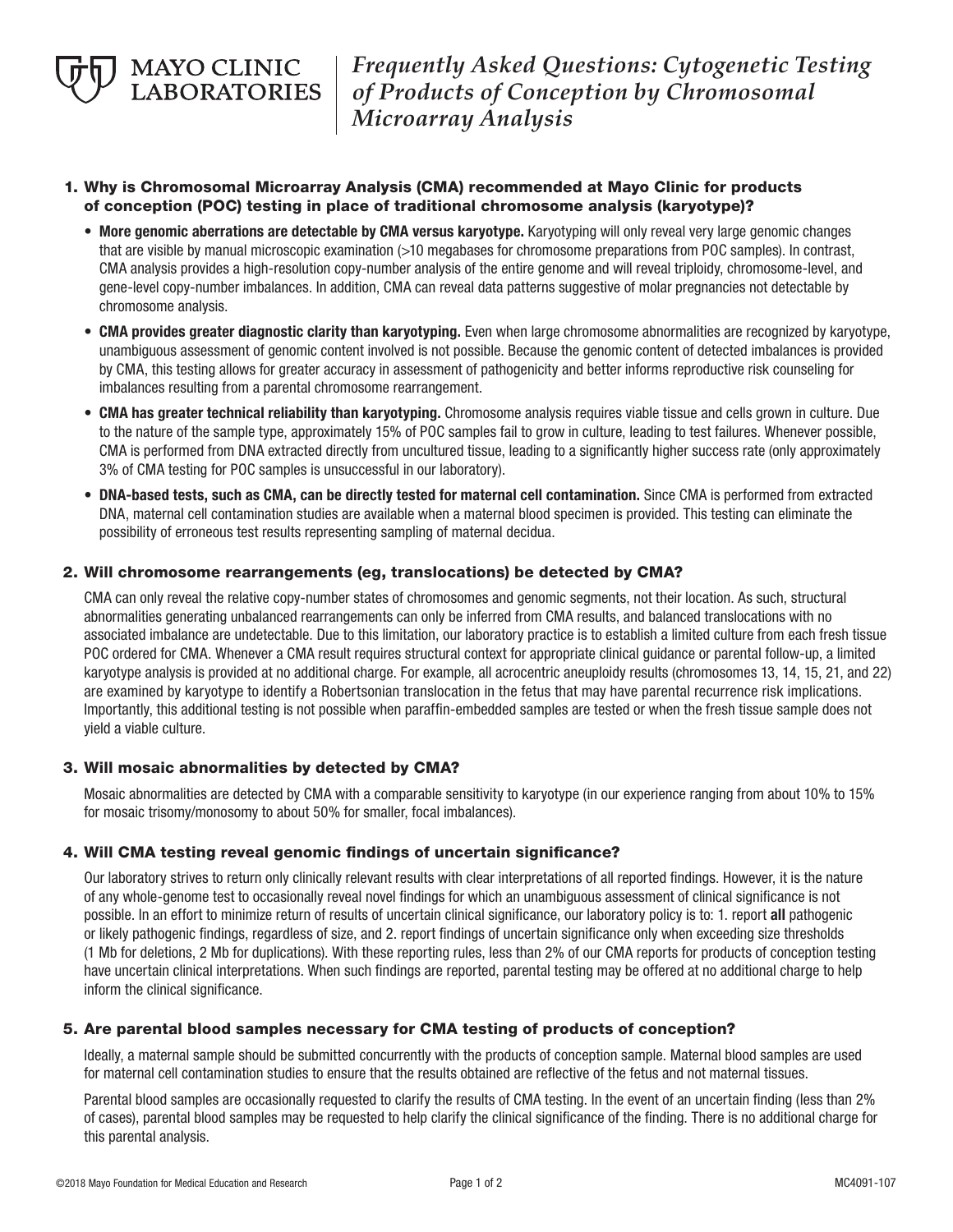MAYO CLINIC LABORATORIES

# *Frequently Asked Questions: Cytogenetic Testing of Products of Conception by Chromosomal Microarray Analysis*

## 1. Why is Chromosomal Microarray Analysis (CMA) recommended at Mayo Clinic for products of conception (POC) testing in place of traditional chromosome analysis (karyotype)?

- **More genomic aberrations are detectable by CMA versus karyotype.** Karyotyping will only reveal very large genomic changes that are visible by manual microscopic examination (>10 megabases for chromosome preparations from POC samples). In contrast, CMA analysis provides a high-resolution copy-number analysis of the entire genome and will reveal triploidy, chromosome-level, and gene-level copy-number imbalances. In addition, CMA can reveal data patterns suggestive of molar pregnancies not detectable by chromosome analysis.
- **CMA provides greater diagnostic clarity than karyotyping.** Even when large chromosome abnormalities are recognized by karyotype, unambiguous assessment of genomic content involved is not possible. Because the genomic content of detected imbalances is provided by CMA, this testing allows for greater accuracy in assessment of pathogenicity and better informs reproductive risk counseling for imbalances resulting from a parental chromosome rearrangement.
- **CMA has greater technical reliability than karyotyping.** Chromosome analysis requires viable tissue and cells grown in culture. Due to the nature of the sample type, approximately 15% of POC samples fail to grow in culture, leading to test failures. Whenever possible, CMA is performed from DNA extracted directly from uncultured tissue, leading to a significantly higher success rate (only approximately 3% of CMA testing for POC samples is unsuccessful in our laboratory).
- **DNA-based tests, such as CMA, can be directly tested for maternal cell contamination.** Since CMA is performed from extracted DNA, maternal cell contamination studies are available when a maternal blood specimen is provided. This testing can eliminate the possibility of erroneous test results representing sampling of maternal decidua.

## 2. Will chromosome rearrangements (eg, translocations) be detected by CMA?

CMA can only reveal the relative copy-number states of chromosomes and genomic segments, not their location. As such, structural abnormalities generating unbalanced rearrangements can only be inferred from CMA results, and balanced translocations with no associated imbalance are undetectable. Due to this limitation, our laboratory practice is to establish a limited culture from each fresh tissue POC ordered for CMA. Whenever a CMA result requires structural context for appropriate clinical guidance or parental follow-up, a limited karyotype analysis is provided at no additional charge. For example, all acrocentric aneuploidy results (chromosomes 13, 14, 15, 21, and 22) are examined by karyotype to identify a Robertsonian translocation in the fetus that may have parental recurrence risk implications. Importantly, this additional testing is not possible when paraffin-embedded samples are tested or when the fresh tissue sample does not yield a viable culture.

## 3. Will mosaic abnormalities by detected by CMA?

Mosaic abnormalities are detected by CMA with a comparable sensitivity to karyotype (in our experience ranging from about 10% to 15% for mosaic trisomy/monosomy to about 50% for smaller, focal imbalances).

## 4. Will CMA testing reveal genomic findings of uncertain significance?

Our laboratory strives to return only clinically relevant results with clear interpretations of all reported findings. However, it is the nature of any whole-genome test to occasionally reveal novel findings for which an unambiguous assessment of clinical significance is not possible. In an effort to minimize return of results of uncertain clinical significance, our laboratory policy is to: 1. report **all** pathogenic or likely pathogenic findings, regardless of size, and 2. report findings of uncertain significance only when exceeding size thresholds (1 Mb for deletions, 2 Mb for duplications). With these reporting rules, less than 2% of our CMA reports for products of conception testing have uncertain clinical interpretations. When such findings are reported, parental testing may be offered at no additional charge to help inform the clinical significance.

## 5. Are parental blood samples necessary for CMA testing of products of conception?

Ideally, a maternal sample should be submitted concurrently with the products of conception sample. Maternal blood samples are used for maternal cell contamination studies to ensure that the results obtained are reflective of the fetus and not maternal tissues.

Parental blood samples are occasionally requested to clarify the results of CMA testing. In the event of an uncertain finding (less than 2% of cases), parental blood samples may be requested to help clarify the clinical significance of the finding. There is no additional charge for this parental analysis.

©2018 Mayo Foundation for Medical Education and Research MC4091-107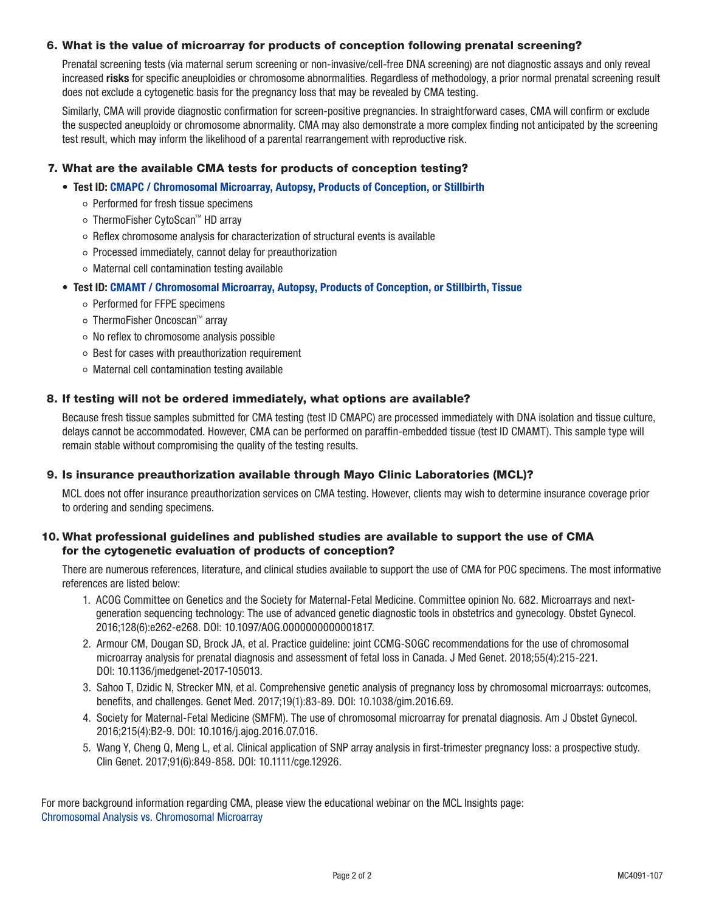## 6. What is the value of microarray for products of conception following prenatal screening?

Prenatal screening tests (via maternal serum screening or non-invasive/cell-free DNA screening) are not diagnostic assays and only reveal increased **risks** for specific aneuploidies or chromosome abnormalities. Regardless of methodology, a prior normal prenatal screening result does not exclude a cytogenetic basis for the pregnancy loss that may be revealed by CMA testing.

Similarly, CMA will provide diagnostic confirmation for screen-positive pregnancies. In straightforward cases, CMA will confirm or exclude the suspected aneuploidy or chromosome abnormality. CMA may also demonstrate a more complex finding not anticipated by the screening test result, which may inform the likelihood of a parental rearrangement with reproductive risk.

## 7. What are the available CMA tests for products of conception testing?

- **Test ID: CMAPC / Chromosomal Microarray, Autopsy, Products of Conception, or Stillbirth**
  - Performed for fresh tissue specimens
  - ThermoFisher CytoScan™ HD array
  - Reflex chromosome analysis for characterization of structural events is available
  - Processed immediately, cannot delay for preauthorization
  - Maternal cell contamination testing available
- **Test ID: CMAMT / Chromosomal Microarray, Autopsy, Products of Conception, or Stillbirth, Tissue**
  - Performed for FFPE specimens
  - ThermoFisher Oncoscan™ array
  - No reflex to chromosome analysis possible
  - Best for cases with preauthorization requirement
  - Maternal cell contamination testing available

## 8. If testing will not be ordered immediately, what options are available?

Because fresh tissue samples submitted for CMA testing (test ID CMAPC) are processed immediately with DNA isolation and tissue culture, delays cannot be accommodated. However, CMA can be performed on paraffin-embedded tissue (test ID CMAMT). This sample type will remain stable without compromising the quality of the testing results.

## 9. Is insurance preauthorization available through Mayo Clinic Laboratories (MCL)?

MCL does not offer insurance preauthorization services on CMA testing. However, clients may wish to determine insurance coverage prior to ordering and sending specimens.

## 10. What professional guidelines and published studies are available to support the use of CMA for the cytogenetic evaluation of products of conception?

There are numerous references, literature, and clinical studies available to support the use of CMA for POC specimens. The most informative references are listed below:

1. ACOG Committee on Genetics and the Society for Maternal-Fetal Medicine. Committee opinion No. 682. Microarrays and next-generation sequencing technology: The use of advanced genetic diagnostic tools in obstetrics and gynecology. Obstet Gynecol. 2016;128(6):e262-e268. DOI: 10.1097/AOG.0000000000001817.
2. Armour CM, Dougan SD, Brock JA, et al. Practice guideline: joint CCMG-SOGC recommendations for the use of chromosomal microarray analysis for prenatal diagnosis and assessment of fetal loss in Canada. J Med Genet. 2018;55(4):215-221. DOI: 10.1136/jmedgenet-2017-105013.
3. Sahoo T, Dzidic N, Strecker MN, et al. Comprehensive genetic analysis of pregnancy loss by chromosomal microarrays: outcomes, benefits, and challenges. Genet Med. 2017;19(1):83-89. DOI: 10.1038/gim.2016.69.
4. Society for Maternal-Fetal Medicine (SMFM). The use of chromosomal microarray for prenatal diagnosis. Am J Obstet Gynecol. 2016;215(4):B2-9. DOI: 10.1016/j.ajog.2016.07.016.
5. Wang Y, Cheng Q, Meng L, et al. Clinical application of SNP array analysis in first-trimester pregnancy loss: a prospective study. Clin Genet. 2017;91(6):849-858. DOI: 10.1111/cge.12926.

For more background information regarding CMA, please view the educational webinar on the MCL Insights page: Chromosomal Analysis vs. Chromosomal Microarray

MC4091-107